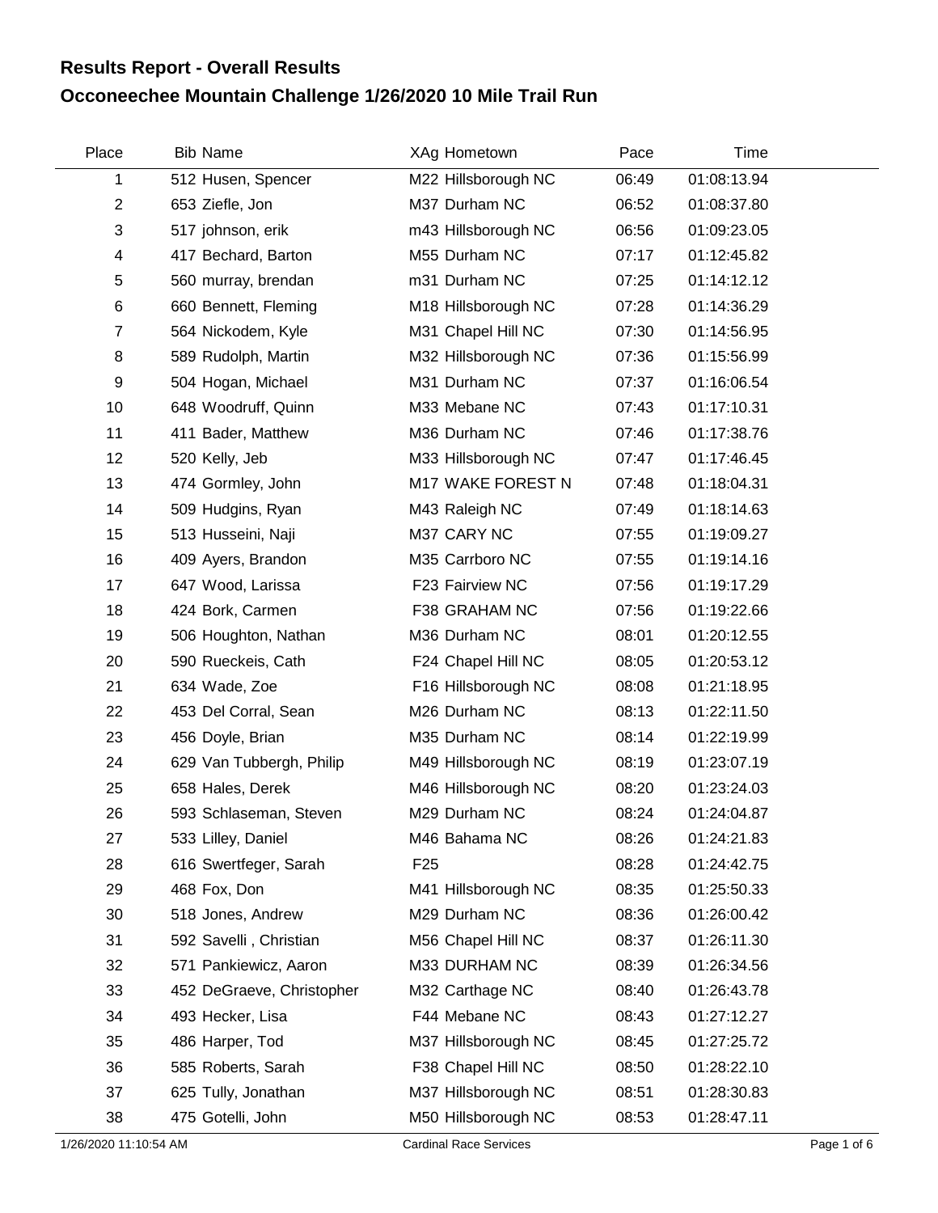## Results Report - Overall Results

## Occoneechee Mountain Challenge 1/26/2020 10 Mile Trail Run

| Place | Bib | Name | XAg | Hometown | Pace | Time |
|---|---|---|---|---|---|---|
| 1 | 512 | Husen, Spencer | M22 | Hillsborough NC | 06:49 | 01:08:13.94 |
| 2 | 653 | Ziefle, Jon | M37 | Durham NC | 06:52 | 01:08:37.80 |
| 3 | 517 | johnson, erik | m43 | Hillsborough NC | 06:56 | 01:09:23.05 |
| 4 | 417 | Bechard, Barton | M55 | Durham NC | 07:17 | 01:12:45.82 |
| 5 | 560 | murray, brendan | m31 | Durham NC | 07:25 | 01:14:12.12 |
| 6 | 660 | Bennett, Fleming | M18 | Hillsborough NC | 07:28 | 01:14:36.29 |
| 7 | 564 | Nickodem, Kyle | M31 | Chapel Hill NC | 07:30 | 01:14:56.95 |
| 8 | 589 | Rudolph, Martin | M32 | Hillsborough NC | 07:36 | 01:15:56.99 |
| 9 | 504 | Hogan, Michael | M31 | Durham NC | 07:37 | 01:16:06.54 |
| 10 | 648 | Woodruff, Quinn | M33 | Mebane NC | 07:43 | 01:17:10.31 |
| 11 | 411 | Bader, Matthew | M36 | Durham NC | 07:46 | 01:17:38.76 |
| 12 | 520 | Kelly, Jeb | M33 | Hillsborough NC | 07:47 | 01:17:46.45 |
| 13 | 474 | Gormley, John | M17 | WAKE FOREST N | 07:48 | 01:18:04.31 |
| 14 | 509 | Hudgins, Ryan | M43 | Raleigh NC | 07:49 | 01:18:14.63 |
| 15 | 513 | Husseini, Naji | M37 | CARY NC | 07:55 | 01:19:09.27 |
| 16 | 409 | Ayers, Brandon | M35 | Carrboro NC | 07:55 | 01:19:14.16 |
| 17 | 647 | Wood, Larissa | F23 | Fairview NC | 07:56 | 01:19:17.29 |
| 18 | 424 | Bork, Carmen | F38 | GRAHAM NC | 07:56 | 01:19:22.66 |
| 19 | 506 | Houghton, Nathan | M36 | Durham NC | 08:01 | 01:20:12.55 |
| 20 | 590 | Rueckeis, Cath | F24 | Chapel Hill NC | 08:05 | 01:20:53.12 |
| 21 | 634 | Wade, Zoe | F16 | Hillsborough NC | 08:08 | 01:21:18.95 |
| 22 | 453 | Del Corral, Sean | M26 | Durham NC | 08:13 | 01:22:11.50 |
| 23 | 456 | Doyle, Brian | M35 | Durham NC | 08:14 | 01:22:19.99 |
| 24 | 629 | Van Tubbergh, Philip | M49 | Hillsborough NC | 08:19 | 01:23:07.19 |
| 25 | 658 | Hales, Derek | M46 | Hillsborough NC | 08:20 | 01:23:24.03 |
| 26 | 593 | Schlaseman, Steven | M29 | Durham NC | 08:24 | 01:24:04.87 |
| 27 | 533 | Lilley, Daniel | M46 | Bahama NC | 08:26 | 01:24:21.83 |
| 28 | 616 | Swertfeger, Sarah | F25 | | 08:28 | 01:24:42.75 |
| 29 | 468 | Fox, Don | M41 | Hillsborough NC | 08:35 | 01:25:50.33 |
| 30 | 518 | Jones, Andrew | M29 | Durham NC | 08:36 | 01:26:00.42 |
| 31 | 592 | Savelli , Christian | M56 | Chapel Hill NC | 08:37 | 01:26:11.30 |
| 32 | 571 | Pankiewicz, Aaron | M33 | DURHAM NC | 08:39 | 01:26:34.56 |
| 33 | 452 | DeGraeve, Christopher | M32 | Carthage NC | 08:40 | 01:26:43.78 |
| 34 | 493 | Hecker, Lisa | F44 | Mebane NC | 08:43 | 01:27:12.27 |
| 35 | 486 | Harper, Tod | M37 | Hillsborough NC | 08:45 | 01:27:25.72 |
| 36 | 585 | Roberts, Sarah | F38 | Chapel Hill NC | 08:50 | 01:28:22.10 |
| 37 | 625 | Tully, Jonathan | M37 | Hillsborough NC | 08:51 | 01:28:30.83 |
| 38 | 475 | Gotelli, John | M50 | Hillsborough NC | 08:53 | 01:28:47.11 |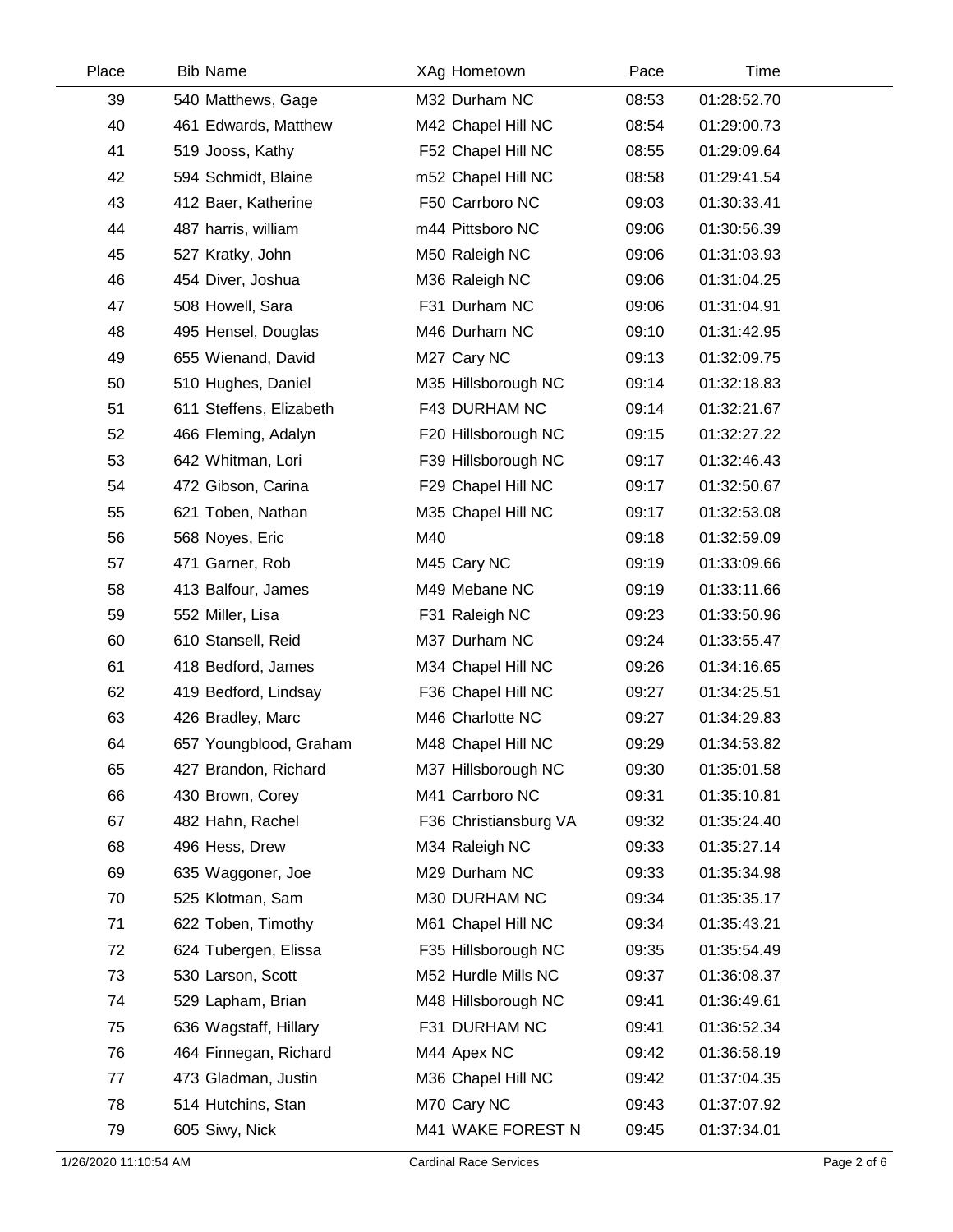| Place | Bib | Name | XAg | Hometown | Pace | Time |
|---|---|---|---|---|---|---|
| 39 | 540 | Matthews, Gage | M32 | Durham NC | 08:53 | 01:28:52.70 |
| 40 | 461 | Edwards, Matthew | M42 | Chapel Hill NC | 08:54 | 01:29:00.73 |
| 41 | 519 | Jooss, Kathy | F52 | Chapel Hill NC | 08:55 | 01:29:09.64 |
| 42 | 594 | Schmidt, Blaine | m52 | Chapel Hill NC | 08:58 | 01:29:41.54 |
| 43 | 412 | Baer, Katherine | F50 | Carrboro NC | 09:03 | 01:30:33.41 |
| 44 | 487 | harris, william | m44 | Pittsboro NC | 09:06 | 01:30:56.39 |
| 45 | 527 | Kratky, John | M50 | Raleigh NC | 09:06 | 01:31:03.93 |
| 46 | 454 | Diver, Joshua | M36 | Raleigh NC | 09:06 | 01:31:04.25 |
| 47 | 508 | Howell, Sara | F31 | Durham NC | 09:06 | 01:31:04.91 |
| 48 | 495 | Hensel, Douglas | M46 | Durham NC | 09:10 | 01:31:42.95 |
| 49 | 655 | Wienand, David | M27 | Cary NC | 09:13 | 01:32:09.75 |
| 50 | 510 | Hughes, Daniel | M35 | Hillsborough NC | 09:14 | 01:32:18.83 |
| 51 | 611 | Steffens, Elizabeth | F43 | DURHAM NC | 09:14 | 01:32:21.67 |
| 52 | 466 | Fleming, Adalyn | F20 | Hillsborough NC | 09:15 | 01:32:27.22 |
| 53 | 642 | Whitman, Lori | F39 | Hillsborough NC | 09:17 | 01:32:46.43 |
| 54 | 472 | Gibson, Carina | F29 | Chapel Hill NC | 09:17 | 01:32:50.67 |
| 55 | 621 | Toben, Nathan | M35 | Chapel Hill NC | 09:17 | 01:32:53.08 |
| 56 | 568 | Noyes, Eric | M40 | | 09:18 | 01:32:59.09 |
| 57 | 471 | Garner, Rob | M45 | Cary NC | 09:19 | 01:33:09.66 |
| 58 | 413 | Balfour, James | M49 | Mebane NC | 09:19 | 01:33:11.66 |
| 59 | 552 | Miller, Lisa | F31 | Raleigh NC | 09:23 | 01:33:50.96 |
| 60 | 610 | Stansell, Reid | M37 | Durham NC | 09:24 | 01:33:55.47 |
| 61 | 418 | Bedford, James | M34 | Chapel Hill NC | 09:26 | 01:34:16.65 |
| 62 | 419 | Bedford, Lindsay | F36 | Chapel Hill NC | 09:27 | 01:34:25.51 |
| 63 | 426 | Bradley, Marc | M46 | Charlotte NC | 09:27 | 01:34:29.83 |
| 64 | 657 | Youngblood, Graham | M48 | Chapel Hill NC | 09:29 | 01:34:53.82 |
| 65 | 427 | Brandon, Richard | M37 | Hillsborough NC | 09:30 | 01:35:01.58 |
| 66 | 430 | Brown, Corey | M41 | Carrboro NC | 09:31 | 01:35:10.81 |
| 67 | 482 | Hahn, Rachel | F36 | Christiansburg VA | 09:32 | 01:35:24.40 |
| 68 | 496 | Hess, Drew | M34 | Raleigh NC | 09:33 | 01:35:27.14 |
| 69 | 635 | Waggoner, Joe | M29 | Durham NC | 09:33 | 01:35:34.98 |
| 70 | 525 | Klotman, Sam | M30 | DURHAM NC | 09:34 | 01:35:35.17 |
| 71 | 622 | Toben, Timothy | M61 | Chapel Hill NC | 09:34 | 01:35:43.21 |
| 72 | 624 | Tubergen, Elissa | F35 | Hillsborough NC | 09:35 | 01:35:54.49 |
| 73 | 530 | Larson, Scott | M52 | Hurdle Mills NC | 09:37 | 01:36:08.37 |
| 74 | 529 | Lapham, Brian | M48 | Hillsborough NC | 09:41 | 01:36:49.61 |
| 75 | 636 | Wagstaff, Hillary | F31 | DURHAM NC | 09:41 | 01:36:52.34 |
| 76 | 464 | Finnegan, Richard | M44 | Apex NC | 09:42 | 01:36:58.19 |
| 77 | 473 | Gladman, Justin | M36 | Chapel Hill NC | 09:42 | 01:37:04.35 |
| 78 | 514 | Hutchins, Stan | M70 | Cary NC | 09:43 | 01:37:07.92 |
| 79 | 605 | Siwy, Nick | M41 | WAKE FOREST N | 09:45 | 01:37:34.01 |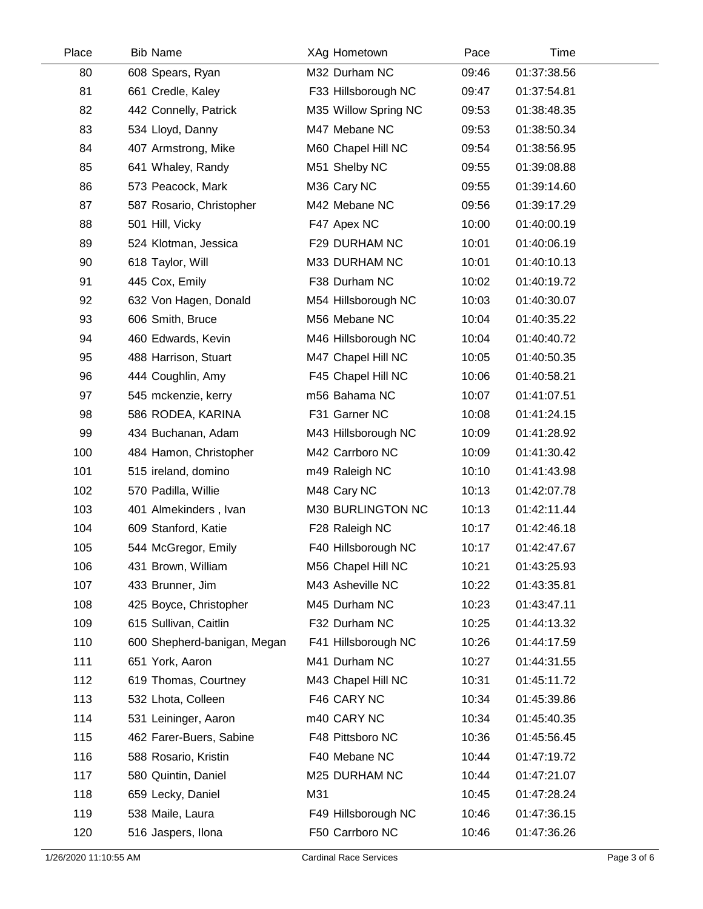| Place | Bib | Name | XAg | Hometown | Pace | Time |
|---|---|---|---|---|---|---|
| 80 | 608 | Spears, Ryan | M32 | Durham NC | 09:46 | 01:37:38.56 |
| 81 | 661 | Credle, Kaley | F33 | Hillsborough NC | 09:47 | 01:37:54.81 |
| 82 | 442 | Connelly, Patrick | M35 | Willow Spring NC | 09:53 | 01:38:48.35 |
| 83 | 534 | Lloyd, Danny | M47 | Mebane NC | 09:53 | 01:38:50.34 |
| 84 | 407 | Armstrong, Mike | M60 | Chapel Hill NC | 09:54 | 01:38:56.95 |
| 85 | 641 | Whaley, Randy | M51 | Shelby NC | 09:55 | 01:39:08.88 |
| 86 | 573 | Peacock, Mark | M36 | Cary NC | 09:55 | 01:39:14.60 |
| 87 | 587 | Rosario, Christopher | M42 | Mebane NC | 09:56 | 01:39:17.29 |
| 88 | 501 | Hill, Vicky | F47 | Apex NC | 10:00 | 01:40:00.19 |
| 89 | 524 | Klotman, Jessica | F29 | DURHAM NC | 10:01 | 01:40:06.19 |
| 90 | 618 | Taylor, Will | M33 | DURHAM NC | 10:01 | 01:40:10.13 |
| 91 | 445 | Cox, Emily | F38 | Durham NC | 10:02 | 01:40:19.72 |
| 92 | 632 | Von Hagen, Donald | M54 | Hillsborough NC | 10:03 | 01:40:30.07 |
| 93 | 606 | Smith, Bruce | M56 | Mebane NC | 10:04 | 01:40:35.22 |
| 94 | 460 | Edwards, Kevin | M46 | Hillsborough NC | 10:04 | 01:40:40.72 |
| 95 | 488 | Harrison, Stuart | M47 | Chapel Hill NC | 10:05 | 01:40:50.35 |
| 96 | 444 | Coughlin, Amy | F45 | Chapel Hill NC | 10:06 | 01:40:58.21 |
| 97 | 545 | mckenzie, kerry | m56 | Bahama NC | 10:07 | 01:41:07.51 |
| 98 | 586 | RODEA, KARINA | F31 | Garner NC | 10:08 | 01:41:24.15 |
| 99 | 434 | Buchanan, Adam | M43 | Hillsborough NC | 10:09 | 01:41:28.92 |
| 100 | 484 | Hamon, Christopher | M42 | Carrboro NC | 10:09 | 01:41:30.42 |
| 101 | 515 | ireland, domino | m49 | Raleigh NC | 10:10 | 01:41:43.98 |
| 102 | 570 | Padilla, Willie | M48 | Cary NC | 10:13 | 01:42:07.78 |
| 103 | 401 | Almekinders , Ivan | M30 | BURLINGTON NC | 10:13 | 01:42:11.44 |
| 104 | 609 | Stanford, Katie | F28 | Raleigh NC | 10:17 | 01:42:46.18 |
| 105 | 544 | McGregor, Emily | F40 | Hillsborough NC | 10:17 | 01:42:47.67 |
| 106 | 431 | Brown, William | M56 | Chapel Hill NC | 10:21 | 01:43:25.93 |
| 107 | 433 | Brunner, Jim | M43 | Asheville NC | 10:22 | 01:43:35.81 |
| 108 | 425 | Boyce, Christopher | M45 | Durham NC | 10:23 | 01:43:47.11 |
| 109 | 615 | Sullivan, Caitlin | F32 | Durham NC | 10:25 | 01:44:13.32 |
| 110 | 600 | Shepherd-banigan, Megan | F41 | Hillsborough NC | 10:26 | 01:44:17.59 |
| 111 | 651 | York, Aaron | M41 | Durham NC | 10:27 | 01:44:31.55 |
| 112 | 619 | Thomas, Courtney | M43 | Chapel Hill NC | 10:31 | 01:45:11.72 |
| 113 | 532 | Lhota, Colleen | F46 | CARY NC | 10:34 | 01:45:39.86 |
| 114 | 531 | Leininger, Aaron | m40 | CARY NC | 10:34 | 01:45:40.35 |
| 115 | 462 | Farer-Buers, Sabine | F48 | Pittsboro NC | 10:36 | 01:45:56.45 |
| 116 | 588 | Rosario, Kristin | F40 | Mebane NC | 10:44 | 01:47:19.72 |
| 117 | 580 | Quintin, Daniel | M25 | DURHAM NC | 10:44 | 01:47:21.07 |
| 118 | 659 | Lecky, Daniel | M31 | | 10:45 | 01:47:28.24 |
| 119 | 538 | Maile, Laura | F49 | Hillsborough NC | 10:46 | 01:47:36.15 |
| 120 | 516 | Jaspers, Ilona | F50 | Carrboro NC | 10:46 | 01:47:36.26 |

1/26/2020 11:10:55 AM Cardinal Race Services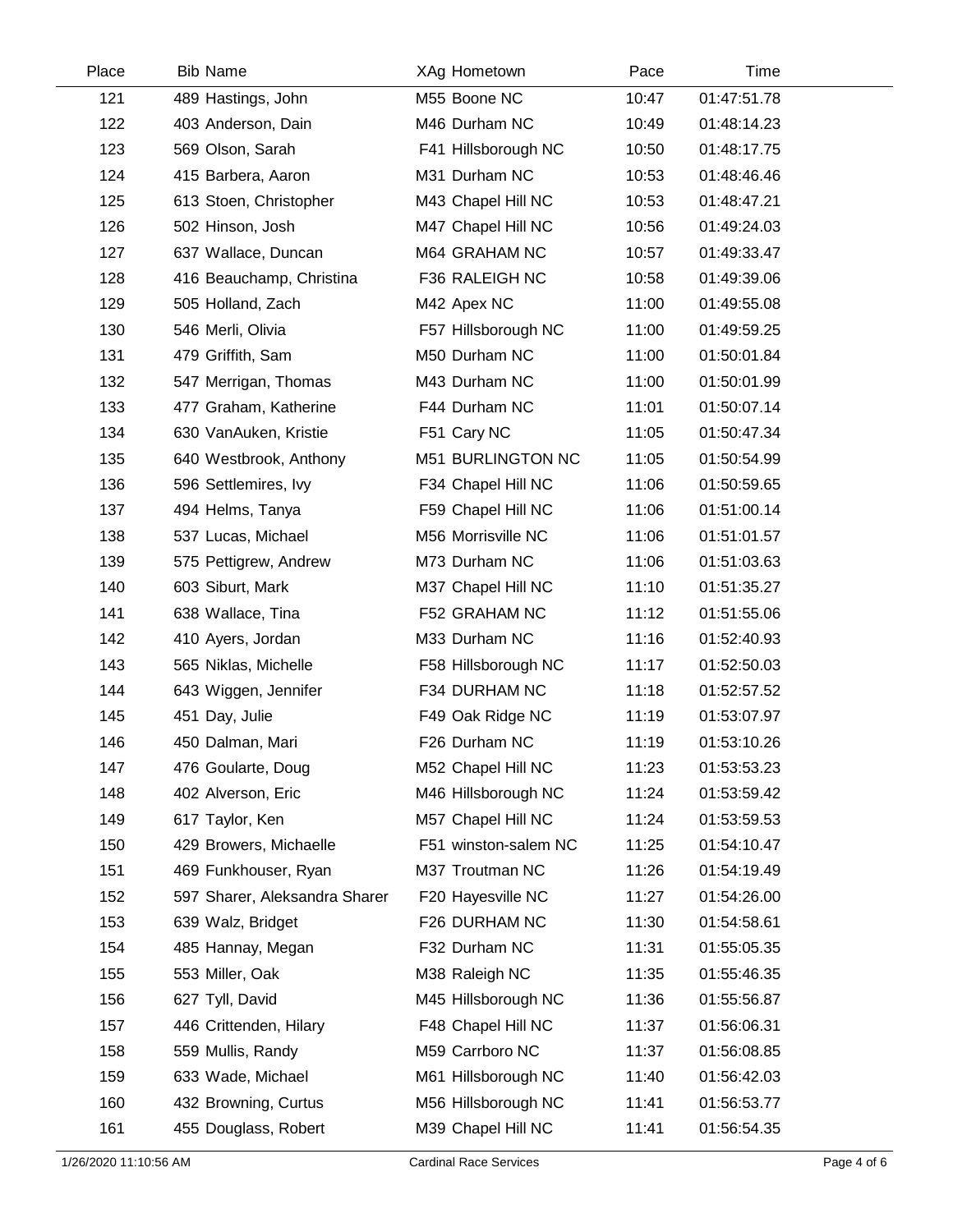| Place | Bib | Name | XAg | Hometown | Pace | Time |
|---|---|---|---|---|---|---|
| 121 | 489 | Hastings, John | M55 | Boone NC | 10:47 | 01:47:51.78 |
| 122 | 403 | Anderson, Dain | M46 | Durham NC | 10:49 | 01:48:14.23 |
| 123 | 569 | Olson, Sarah | F41 | Hillsborough NC | 10:50 | 01:48:17.75 |
| 124 | 415 | Barbera, Aaron | M31 | Durham NC | 10:53 | 01:48:46.46 |
| 125 | 613 | Stoen, Christopher | M43 | Chapel Hill NC | 10:53 | 01:48:47.21 |
| 126 | 502 | Hinson, Josh | M47 | Chapel Hill NC | 10:56 | 01:49:24.03 |
| 127 | 637 | Wallace, Duncan | M64 | GRAHAM NC | 10:57 | 01:49:33.47 |
| 128 | 416 | Beauchamp, Christina | F36 | RALEIGH NC | 10:58 | 01:49:39.06 |
| 129 | 505 | Holland, Zach | M42 | Apex NC | 11:00 | 01:49:55.08 |
| 130 | 546 | Merli, Olivia | F57 | Hillsborough NC | 11:00 | 01:49:59.25 |
| 131 | 479 | Griffith, Sam | M50 | Durham NC | 11:00 | 01:50:01.84 |
| 132 | 547 | Merrigan, Thomas | M43 | Durham NC | 11:00 | 01:50:01.99 |
| 133 | 477 | Graham, Katherine | F44 | Durham NC | 11:01 | 01:50:07.14 |
| 134 | 630 | VanAuken, Kristie | F51 | Cary NC | 11:05 | 01:50:47.34 |
| 135 | 640 | Westbrook, Anthony | M51 | BURLINGTON NC | 11:05 | 01:50:54.99 |
| 136 | 596 | Settlemires, Ivy | F34 | Chapel Hill NC | 11:06 | 01:50:59.65 |
| 137 | 494 | Helms, Tanya | F59 | Chapel Hill NC | 11:06 | 01:51:00.14 |
| 138 | 537 | Lucas, Michael | M56 | Morrisville NC | 11:06 | 01:51:01.57 |
| 139 | 575 | Pettigrew, Andrew | M73 | Durham NC | 11:06 | 01:51:03.63 |
| 140 | 603 | Siburt, Mark | M37 | Chapel Hill NC | 11:10 | 01:51:35.27 |
| 141 | 638 | Wallace, Tina | F52 | GRAHAM NC | 11:12 | 01:51:55.06 |
| 142 | 410 | Ayers, Jordan | M33 | Durham NC | 11:16 | 01:52:40.93 |
| 143 | 565 | Niklas, Michelle | F58 | Hillsborough NC | 11:17 | 01:52:50.03 |
| 144 | 643 | Wiggen, Jennifer | F34 | DURHAM NC | 11:18 | 01:52:57.52 |
| 145 | 451 | Day, Julie | F49 | Oak Ridge NC | 11:19 | 01:53:07.97 |
| 146 | 450 | Dalman, Mari | F26 | Durham NC | 11:19 | 01:53:10.26 |
| 147 | 476 | Goularte, Doug | M52 | Chapel Hill NC | 11:23 | 01:53:53.23 |
| 148 | 402 | Alverson, Eric | M46 | Hillsborough NC | 11:24 | 01:53:59.42 |
| 149 | 617 | Taylor, Ken | M57 | Chapel Hill NC | 11:24 | 01:53:59.53 |
| 150 | 429 | Browers, Michaelle | F51 | winston-salem NC | 11:25 | 01:54:10.47 |
| 151 | 469 | Funkhouser, Ryan | M37 | Troutman NC | 11:26 | 01:54:19.49 |
| 152 | 597 | Sharer, Aleksandra Sharer | F20 | Hayesville NC | 11:27 | 01:54:26.00 |
| 153 | 639 | Walz, Bridget | F26 | DURHAM NC | 11:30 | 01:54:58.61 |
| 154 | 485 | Hannay, Megan | F32 | Durham NC | 11:31 | 01:55:05.35 |
| 155 | 553 | Miller, Oak | M38 | Raleigh NC | 11:35 | 01:55:46.35 |
| 156 | 627 | Tyll, David | M45 | Hillsborough NC | 11:36 | 01:55:56.87 |
| 157 | 446 | Crittenden, Hilary | F48 | Chapel Hill NC | 11:37 | 01:56:06.31 |
| 158 | 559 | Mullis, Randy | M59 | Carrboro NC | 11:37 | 01:56:08.85 |
| 159 | 633 | Wade, Michael | M61 | Hillsborough NC | 11:40 | 01:56:42.03 |
| 160 | 432 | Browning, Curtus | M56 | Hillsborough NC | 11:41 | 01:56:53.77 |
| 161 | 455 | Douglass, Robert | M39 | Chapel Hill NC | 11:41 | 01:56:54.35 |

1/26/2020 11:10:56 AM Cardinal Race Services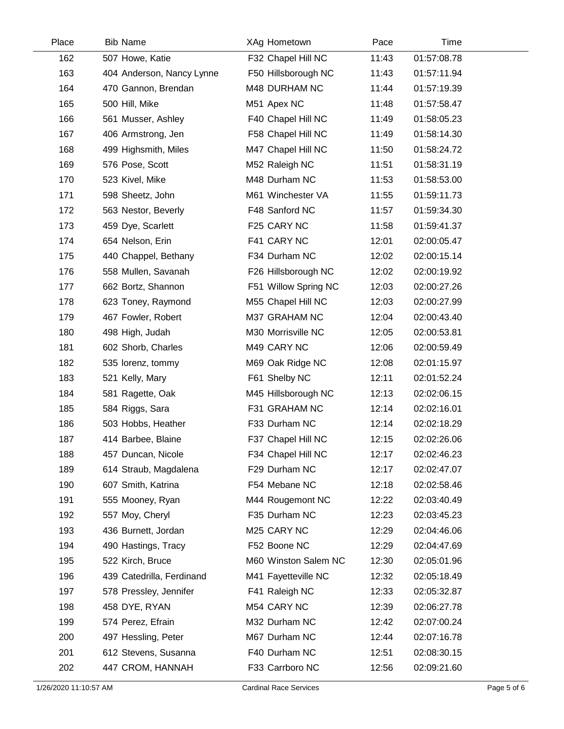| Place | Bib | Name | XAg | Hometown | Pace | Time |
|---|---|---|---|---|---|---|
| 162 | 507 | Howe, Katie | F32 | Chapel Hill NC | 11:43 | 01:57:08.78 |
| 163 | 404 | Anderson, Nancy Lynne | F50 | Hillsborough NC | 11:43 | 01:57:11.94 |
| 164 | 470 | Gannon, Brendan | M48 | DURHAM NC | 11:44 | 01:57:19.39 |
| 165 | 500 | Hill, Mike | M51 | Apex NC | 11:48 | 01:57:58.47 |
| 166 | 561 | Musser, Ashley | F40 | Chapel Hill NC | 11:49 | 01:58:05.23 |
| 167 | 406 | Armstrong, Jen | F58 | Chapel Hill NC | 11:49 | 01:58:14.30 |
| 168 | 499 | Highsmith, Miles | M47 | Chapel Hill NC | 11:50 | 01:58:24.72 |
| 169 | 576 | Pose, Scott | M52 | Raleigh NC | 11:51 | 01:58:31.19 |
| 170 | 523 | Kivel, Mike | M48 | Durham NC | 11:53 | 01:58:53.00 |
| 171 | 598 | Sheetz, John | M61 | Winchester VA | 11:55 | 01:59:11.73 |
| 172 | 563 | Nestor, Beverly | F48 | Sanford NC | 11:57 | 01:59:34.30 |
| 173 | 459 | Dye, Scarlett | F25 | CARY NC | 11:58 | 01:59:41.37 |
| 174 | 654 | Nelson, Erin | F41 | CARY NC | 12:01 | 02:00:05.47 |
| 175 | 440 | Chappel, Bethany | F34 | Durham NC | 12:02 | 02:00:15.14 |
| 176 | 558 | Mullen, Savanah | F26 | Hillsborough NC | 12:02 | 02:00:19.92 |
| 177 | 662 | Bortz, Shannon | F51 | Willow Spring NC | 12:03 | 02:00:27.26 |
| 178 | 623 | Toney, Raymond | M55 | Chapel Hill NC | 12:03 | 02:00:27.99 |
| 179 | 467 | Fowler, Robert | M37 | GRAHAM NC | 12:04 | 02:00:43.40 |
| 180 | 498 | High, Judah | M30 | Morrisville NC | 12:05 | 02:00:53.81 |
| 181 | 602 | Shorb, Charles | M49 | CARY NC | 12:06 | 02:00:59.49 |
| 182 | 535 | lorenz, tommy | M69 | Oak Ridge NC | 12:08 | 02:01:15.97 |
| 183 | 521 | Kelly, Mary | F61 | Shelby NC | 12:11 | 02:01:52.24 |
| 184 | 581 | Ragette, Oak | M45 | Hillsborough NC | 12:13 | 02:02:06.15 |
| 185 | 584 | Riggs, Sara | F31 | GRAHAM NC | 12:14 | 02:02:16.01 |
| 186 | 503 | Hobbs, Heather | F33 | Durham NC | 12:14 | 02:02:18.29 |
| 187 | 414 | Barbee, Blaine | F37 | Chapel Hill NC | 12:15 | 02:02:26.06 |
| 188 | 457 | Duncan, Nicole | F34 | Chapel Hill NC | 12:17 | 02:02:46.23 |
| 189 | 614 | Straub, Magdalena | F29 | Durham NC | 12:17 | 02:02:47.07 |
| 190 | 607 | Smith, Katrina | F54 | Mebane NC | 12:18 | 02:02:58.46 |
| 191 | 555 | Mooney, Ryan | M44 | Rougemont NC | 12:22 | 02:03:40.49 |
| 192 | 557 | Moy, Cheryl | F35 | Durham NC | 12:23 | 02:03:45.23 |
| 193 | 436 | Burnett, Jordan | M25 | CARY NC | 12:29 | 02:04:46.06 |
| 194 | 490 | Hastings, Tracy | F52 | Boone NC | 12:29 | 02:04:47.69 |
| 195 | 522 | Kirch, Bruce | M60 | Winston Salem NC | 12:30 | 02:05:01.96 |
| 196 | 439 | Catedrilla, Ferdinand | M41 | Fayetteville NC | 12:32 | 02:05:18.49 |
| 197 | 578 | Pressley, Jennifer | F41 | Raleigh NC | 12:33 | 02:05:32.87 |
| 198 | 458 | DYE, RYAN | M54 | CARY NC | 12:39 | 02:06:27.78 |
| 199 | 574 | Perez, Efrain | M32 | Durham NC | 12:42 | 02:07:00.24 |
| 200 | 497 | Hessling, Peter | M67 | Durham NC | 12:44 | 02:07:16.78 |
| 201 | 612 | Stevens, Susanna | F40 | Durham NC | 12:51 | 02:08:30.15 |
| 202 | 447 | CROM, HANNAH | F33 | Carrboro NC | 12:56 | 02:09:21.60 |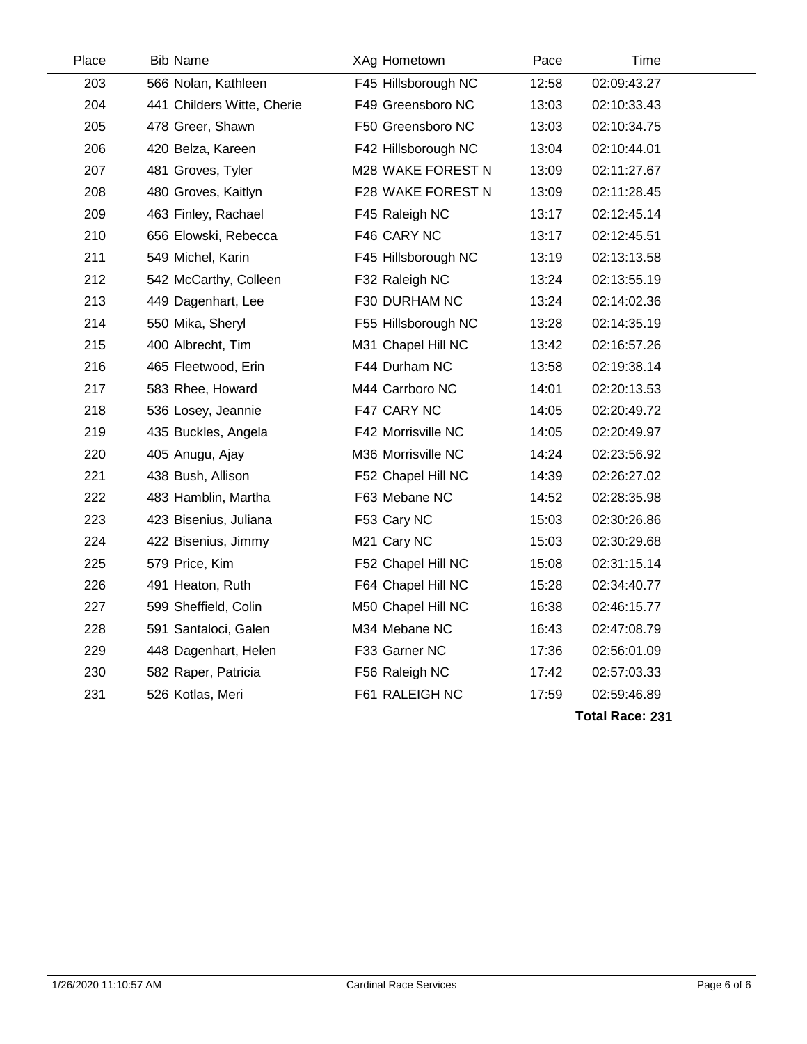| Place | Bib | Name | XAg | Hometown | Pace | Time |
|---|---|---|---|---|---|---|
| 203 | 566 | Nolan, Kathleen | F45 | Hillsborough NC | 12:58 | 02:09:43.27 |
| 204 | 441 | Childers Witte, Cherie | F49 | Greensboro NC | 13:03 | 02:10:33.43 |
| 205 | 478 | Greer, Shawn | F50 | Greensboro NC | 13:03 | 02:10:34.75 |
| 206 | 420 | Belza, Kareen | F42 | Hillsborough NC | 13:04 | 02:10:44.01 |
| 207 | 481 | Groves, Tyler | M28 | WAKE FOREST N | 13:09 | 02:11:27.67 |
| 208 | 480 | Groves, Kaitlyn | F28 | WAKE FOREST N | 13:09 | 02:11:28.45 |
| 209 | 463 | Finley, Rachael | F45 | Raleigh NC | 13:17 | 02:12:45.14 |
| 210 | 656 | Elowski, Rebecca | F46 | CARY NC | 13:17 | 02:12:45.51 |
| 211 | 549 | Michel, Karin | F45 | Hillsborough NC | 13:19 | 02:13:13.58 |
| 212 | 542 | McCarthy, Colleen | F32 | Raleigh NC | 13:24 | 02:13:55.19 |
| 213 | 449 | Dagenhart, Lee | F30 | DURHAM NC | 13:24 | 02:14:02.36 |
| 214 | 550 | Mika, Sheryl | F55 | Hillsborough NC | 13:28 | 02:14:35.19 |
| 215 | 400 | Albrecht, Tim | M31 | Chapel Hill NC | 13:42 | 02:16:57.26 |
| 216 | 465 | Fleetwood, Erin | F44 | Durham NC | 13:58 | 02:19:38.14 |
| 217 | 583 | Rhee, Howard | M44 | Carrboro NC | 14:01 | 02:20:13.53 |
| 218 | 536 | Losey, Jeannie | F47 | CARY NC | 14:05 | 02:20:49.72 |
| 219 | 435 | Buckles, Angela | F42 | Morrisville NC | 14:05 | 02:20:49.97 |
| 220 | 405 | Anugu, Ajay | M36 | Morrisville NC | 14:24 | 02:23:56.92 |
| 221 | 438 | Bush, Allison | F52 | Chapel Hill NC | 14:39 | 02:26:27.02 |
| 222 | 483 | Hamblin, Martha | F63 | Mebane NC | 14:52 | 02:28:35.98 |
| 223 | 423 | Bisenius, Juliana | F53 | Cary NC | 15:03 | 02:30:26.86 |
| 224 | 422 | Bisenius, Jimmy | M21 | Cary NC | 15:03 | 02:30:29.68 |
| 225 | 579 | Price, Kim | F52 | Chapel Hill NC | 15:08 | 02:31:15.14 |
| 226 | 491 | Heaton, Ruth | F64 | Chapel Hill NC | 15:28 | 02:34:40.77 |
| 227 | 599 | Sheffield, Colin | M50 | Chapel Hill NC | 16:38 | 02:46:15.77 |
| 228 | 591 | Santaloci, Galen | M34 | Mebane NC | 16:43 | 02:47:08.79 |
| 229 | 448 | Dagenhart, Helen | F33 | Garner NC | 17:36 | 02:56:01.09 |
| 230 | 582 | Raper, Patricia | F56 | Raleigh NC | 17:42 | 02:57:03.33 |
| 231 | 526 | Kotlas, Meri | F61 | RALEIGH NC | 17:59 | 02:59:46.89 |

**Total Race: 231**